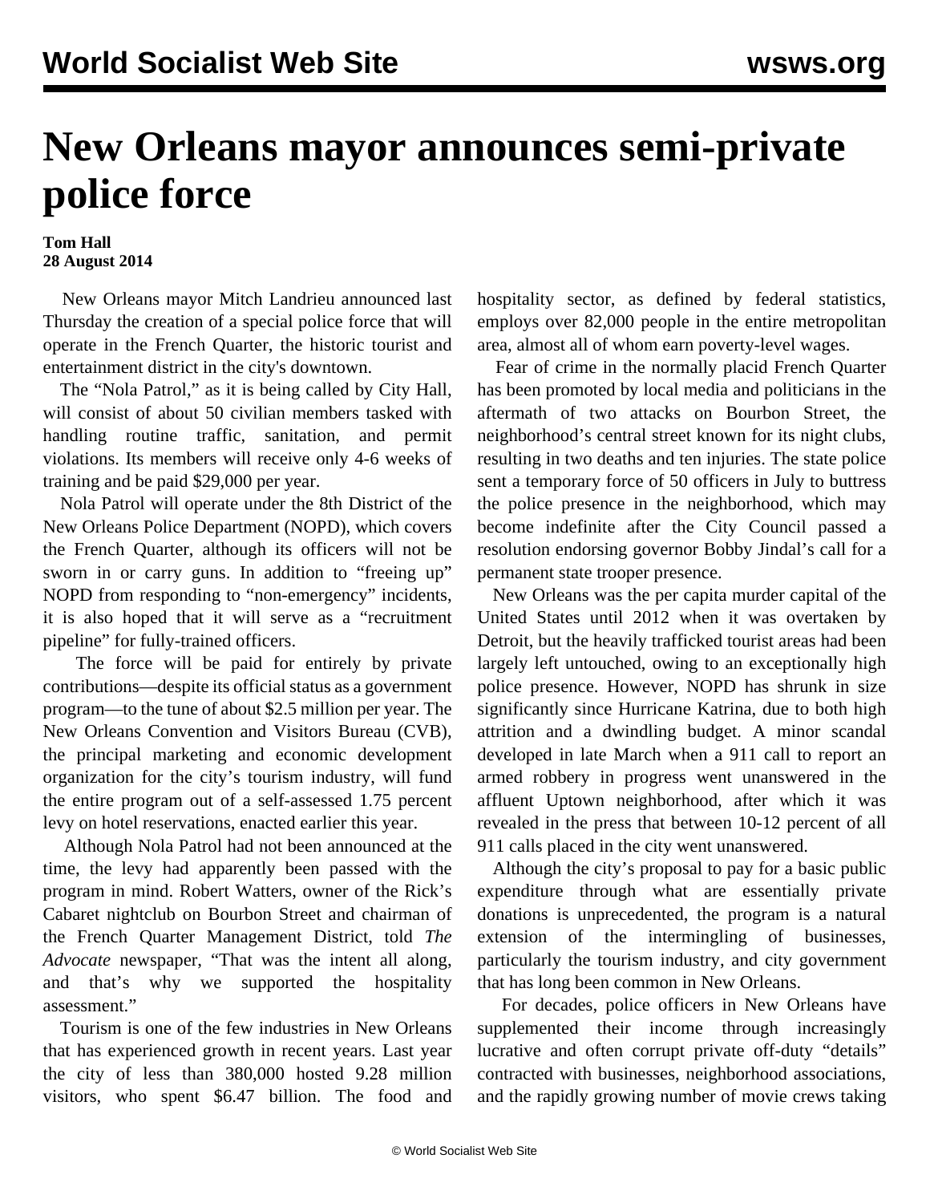# New Orleans mayor announces semi-private police force

**Tom Hall**
**28 August 2014**

New Orleans mayor Mitch Landrieu announced last Thursday the creation of a special police force that will operate in the French Quarter, the historic tourist and entertainment district in the city's downtown.

The "Nola Patrol," as it is being called by City Hall, will consist of about 50 civilian members tasked with handling routine traffic, sanitation, and permit violations. Its members will receive only 4-6 weeks of training and be paid $29,000 per year.

Nola Patrol will operate under the 8th District of the New Orleans Police Department (NOPD), which covers the French Quarter, although its officers will not be sworn in or carry guns. In addition to "freeing up" NOPD from responding to "non-emergency" incidents, it is also hoped that it will serve as a "recruitment pipeline" for fully-trained officers.

The force will be paid for entirely by private contributions—despite its official status as a government program—to the tune of about $2.5 million per year. The New Orleans Convention and Visitors Bureau (CVB), the principal marketing and economic development organization for the city's tourism industry, will fund the entire program out of a self-assessed 1.75 percent levy on hotel reservations, enacted earlier this year.

Although Nola Patrol had not been announced at the time, the levy had apparently been passed with the program in mind. Robert Watters, owner of the Rick's Cabaret nightclub on Bourbon Street and chairman of the French Quarter Management District, told *The Advocate* newspaper, "That was the intent all along, and that's why we supported the hospitality assessment."

Tourism is one of the few industries in New Orleans that has experienced growth in recent years. Last year the city of less than 380,000 hosted 9.28 million visitors, who spent $6.47 billion. The food and hospitality sector, as defined by federal statistics, employs over 82,000 people in the entire metropolitan area, almost all of whom earn poverty-level wages.

Fear of crime in the normally placid French Quarter has been promoted by local media and politicians in the aftermath of two attacks on Bourbon Street, the neighborhood's central street known for its night clubs, resulting in two deaths and ten injuries. The state police sent a temporary force of 50 officers in July to buttress the police presence in the neighborhood, which may become indefinite after the City Council passed a resolution endorsing governor Bobby Jindal's call for a permanent state trooper presence.

New Orleans was the per capita murder capital of the United States until 2012 when it was overtaken by Detroit, but the heavily trafficked tourist areas had been largely left untouched, owing to an exceptionally high police presence. However, NOPD has shrunk in size significantly since Hurricane Katrina, due to both high attrition and a dwindling budget. A minor scandal developed in late March when a 911 call to report an armed robbery in progress went unanswered in the affluent Uptown neighborhood, after which it was revealed in the press that between 10-12 percent of all 911 calls placed in the city went unanswered.

Although the city's proposal to pay for a basic public expenditure through what are essentially private donations is unprecedented, the program is a natural extension of the intermingling of businesses, particularly the tourism industry, and city government that has long been common in New Orleans.

For decades, police officers in New Orleans have supplemented their income through increasingly lucrative and often corrupt private off-duty "details" contracted with businesses, neighborhood associations, and the rapidly growing number of movie crews taking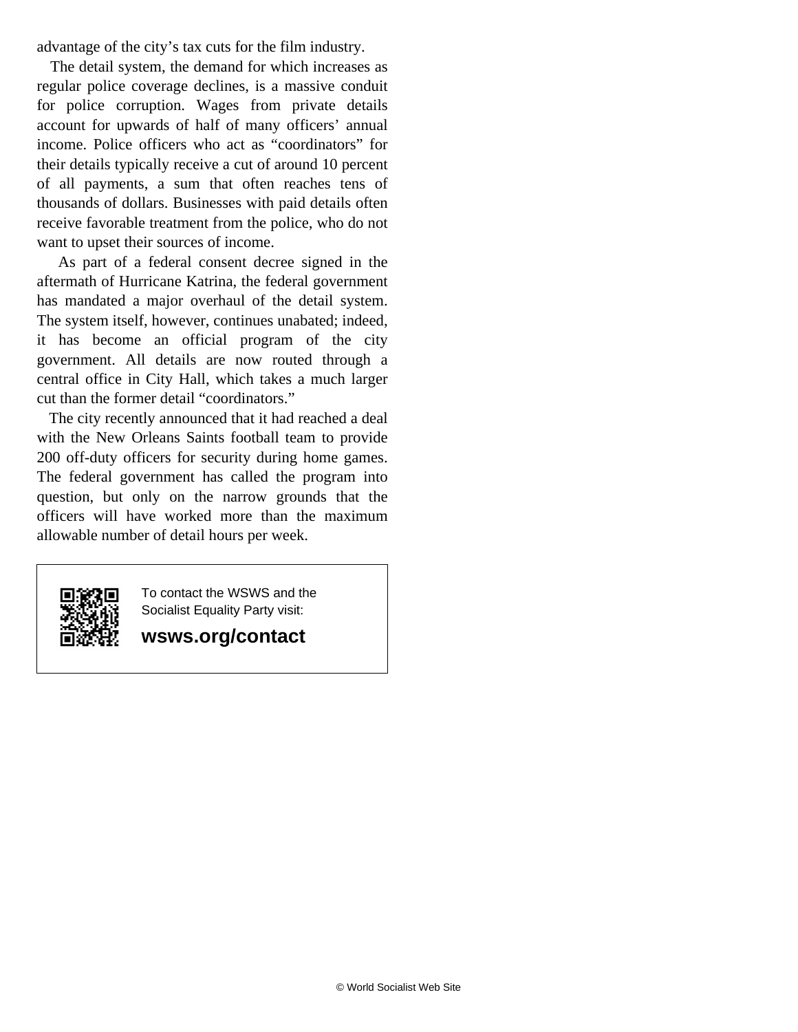advantage of the city's tax cuts for the film industry.

The detail system, the demand for which increases as regular police coverage declines, is a massive conduit for police corruption. Wages from private details account for upwards of half of many officers' annual income. Police officers who act as "coordinators" for their details typically receive a cut of around 10 percent of all payments, a sum that often reaches tens of thousands of dollars. Businesses with paid details often receive favorable treatment from the police, who do not want to upset their sources of income.

As part of a federal consent decree signed in the aftermath of Hurricane Katrina, the federal government has mandated a major overhaul of the detail system. The system itself, however, continues unabated; indeed, it has become an official program of the city government. All details are now routed through a central office in City Hall, which takes a much larger cut than the former detail "coordinators."

The city recently announced that it had reached a deal with the New Orleans Saints football team to provide 200 off-duty officers for security during home games. The federal government has called the program into question, but only on the narrow grounds that the officers will have worked more than the maximum allowable number of detail hours per week.

To contact the WSWS and the Socialist Equality Party visit:

**wsws.org/contact**